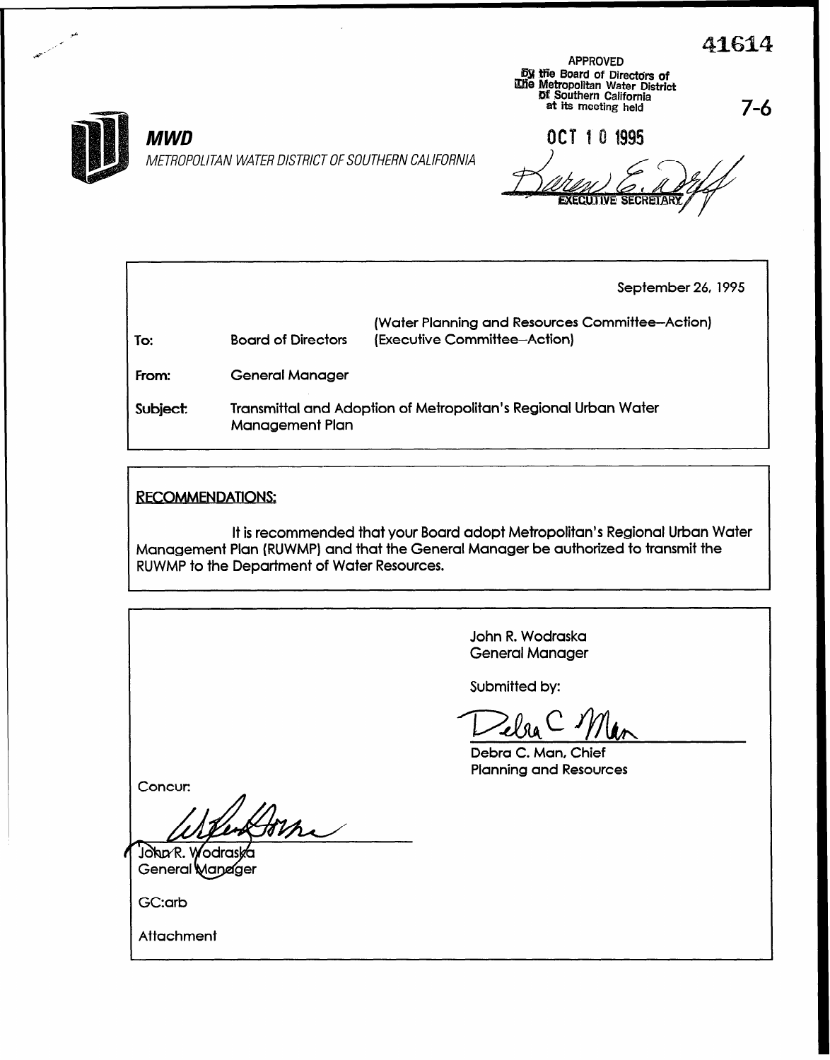41614

APPROVED
By the Board of Directors of The Metropolitan Water District of Southern California at its meeting held

7-6

**MWD**

*METROPOLITAN WATER DISTRICT OF SOUTHERN CALIFORNIA*

OCT 10 1995

EXECUTIVE SECRETARY

September 26, 1995

(Water Planning and Resources Committee--Action)
(Executive Committee--Action)

**To:** Board of Directors

**From:** General Manager

**Subject:** Transmittal and Adoption of Metropolitan's Regional Urban Water Management Plan

RECOMMENDATIONS:

It is recommended that your Board adopt Metropolitan's Regional Urban Water Management Plan (RUWMP) and that the General Manager be authorized to transmit the RUWMP to the Department of Water Resources.

John R. Wodraska
General Manager

Submitted by:

Debra C. Man, Chief
Planning and Resources

Concur:

John R. Wodraska
General Manager

GC:arb

Attachment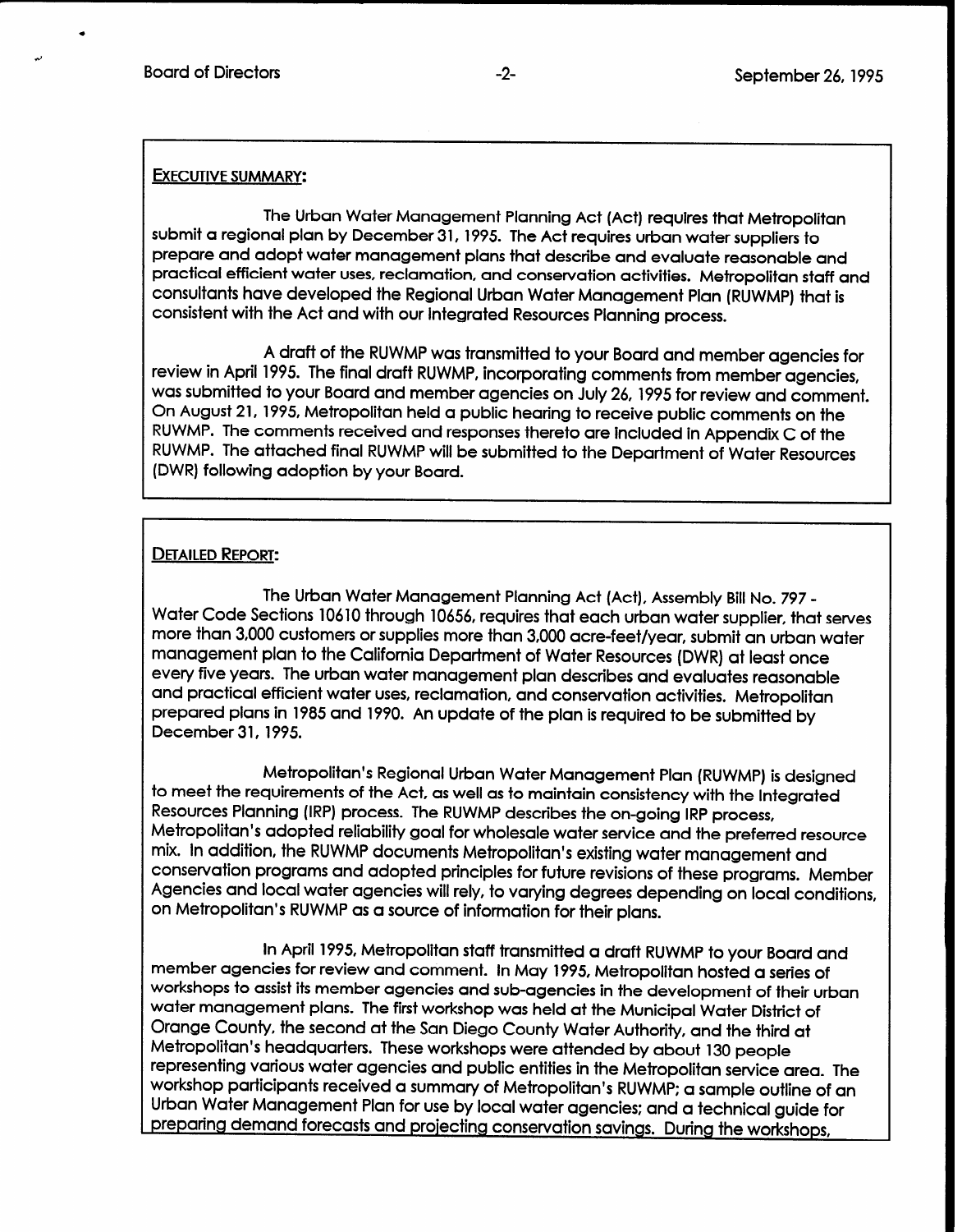EXECUTIVE SUMMARY:

The Urban Water Management Planning Act (Act) requires that Metropolitan submit a regional plan by December 31, 1995. The Act requires urban water suppliers to prepare and adopt water management plans that describe and evaluate reasonable and practical efficient water uses, reclamation, and conservation activities. Metropolitan staff and consultants have developed the Regional Urban Water Management Plan (RUWMP) that is consistent with the Act and with our Integrated Resources Planning process.

A draft of the RUWMP was transmitted to your Board and member agencies for review in April 1995. The final draft RUWMP, incorporating comments from member agencies, was submitted to your Board and member agencies on July 26, 1995 for review and comment. On August 21, 1995, Metropolitan held a public hearing to receive public comments on the RUWMP. The comments received and responses thereto are included in Appendix C of the RUWMP. The attached final RUWMP will be submitted to the Department of Water Resources (DWR) following adoption by your Board.

DETAILED REPORT:

The Urban Water Management Planning Act (Act), Assembly Bill No. 797 - Water Code Sections 10610 through 10656, requires that each urban water supplier, that serves more than 3,000 customers or supplies more than 3,000 acre-feet/year, submit an urban water management plan to the California Department of Water Resources (DWR) at least once every five years. The urban water management plan describes and evaluates reasonable and practical efficient water uses, reclamation, and conservation activities. Metropolitan prepared plans in 1985 and 1990. An update of the plan is required to be submitted by December 31, 1995.

Metropolitan's Regional Urban Water Management Plan (RUWMP) is designed to meet the requirements of the Act, as well as to maintain consistency with the Integrated Resources Planning (IRP) process. The RUWMP describes the on-going IRP process, Metropolitan's adopted reliability goal for wholesale water service and the preferred resource mix. In addition, the RUWMP documents Metropolitan's existing water management and conservation programs and adopted principles for future revisions of these programs. Member Agencies and local water agencies will rely, to varying degrees depending on local conditions, on Metropolitan's RUWMP as a source of information for their plans.

In April 1995, Metropolitan staff transmitted a draft RUWMP to your Board and member agencies for review and comment. In May 1995, Metropolitan hosted a series of workshops to assist its member agencies and sub-agencies in the development of their urban water management plans. The first workshop was held at the Municipal Water District of Orange County, the second at the San Diego County Water Authority, and the third at Metropolitan's headquarters. These workshops were attended by about 130 people representing various water agencies and public entities in the Metropolitan service area. The workshop participants received a summary of Metropolitan's RUWMP; a sample outline of an Urban Water Management Plan for use by local water agencies; and a technical guide for preparing demand forecasts and projecting conservation savings. During the workshops,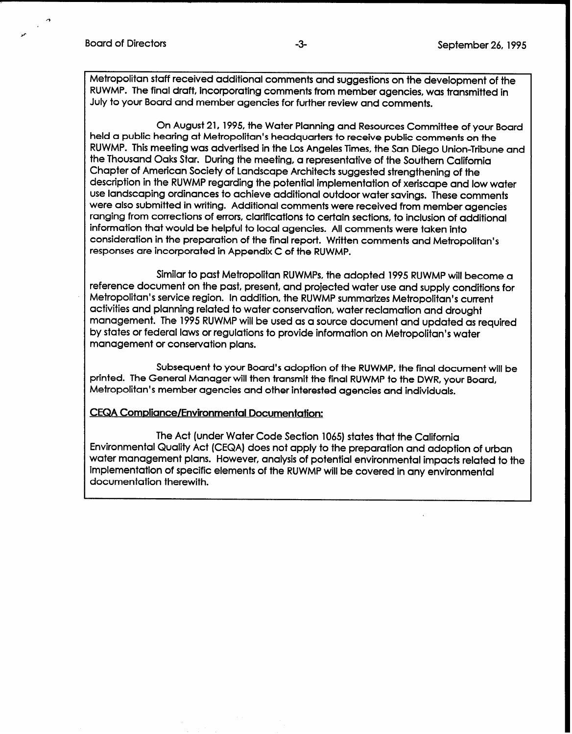Metropolitan staff received additional comments and suggestions on the development of the RUWMP. The final draft, incorporating comments from member agencies, was transmitted in July to your Board and member agencies for further review and comments.

On August 21, 1995, the Water Planning and Resources Committee of your Board held a public hearing at Metropolitan's headquarters to receive public comments on the RUWMP. This meeting was advertised in the Los Angeles Times, the San Diego Union-Tribune and the Thousand Oaks Star. During the meeting, a representative of the Southern California Chapter of American Society of Landscape Architects suggested strengthening of the description in the RUWMP regarding the potential implementation of xeriscape and low water use landscaping ordinances to achieve additional outdoor water savings. These comments were also submitted in writing. Additional comments were received from member agencies ranging from corrections of errors, clarifications to certain sections, to inclusion of additional information that would be helpful to local agencies. All comments were taken into consideration in the preparation of the final report. Written comments and Metropolitan's responses are incorporated in Appendix C of the RUWMP.

Similar to past Metropolitan RUWMPs, the adopted 1995 RUWMP will become a reference document on the past, present, and projected water use and supply conditions for Metropolitan's service region. In addition, the RUWMP summarizes Metropolitan's current activities and planning related to water conservation, water reclamation and drought management. The 1995 RUWMP will be used as a source document and updated as required by states or federal laws or regulations to provide information on Metropolitan's water management or conservation plans.

Subsequent to your Board's adoption of the RUWMP, the final document will be printed. The General Manager will then transmit the final RUWMP to the DWR, your Board, Metropolitan's member agencies and other interested agencies and individuals.

<u>CEQA Compliance/Environmental Documentation:</u>

The Act (under Water Code Section 1065) states that the California Environmental Quality Act (CEQA) does not apply to the preparation and adoption of urban water management plans. However, analysis of potential environmental impacts related to the implementation of specific elements of the RUWMP will be covered in any environmental documentation therewith.